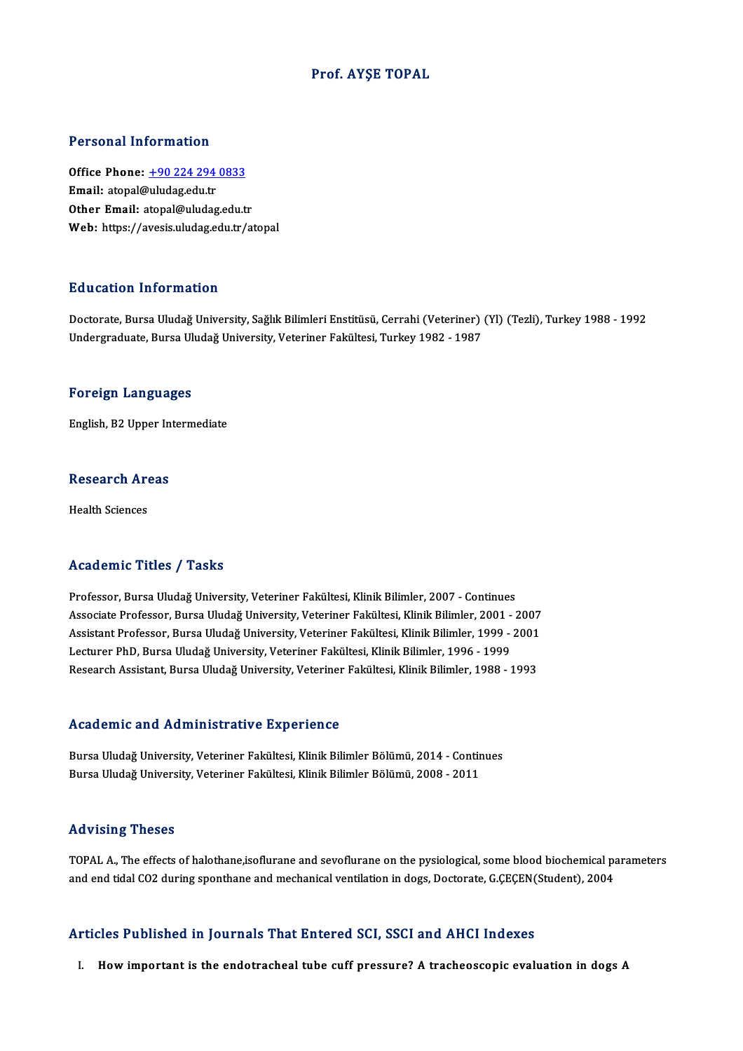# Prof. AYŞE TOPAL

## Personal Information

**Office Phone:** +90 224 294 0833
**Email:** atopal@uludag.edu.tr
**Other Email:** atopal@uludag.edu.tr
**Web:** https://avesis.uludag.edu.tr/atopal

## Education Information

Doctorate, Bursa Uludağ University, Sağlık Bilimleri Enstitüsü, Cerrahi (Veteriner) (Yl) (Tezli), Turkey 1988 - 1992
Undergraduate, Bursa Uludağ University, Veteriner Fakültesi, Turkey 1982 - 1987

## Foreign Languages

English, B2 Upper Intermediate

## Research Areas

Health Sciences

## Academic Titles / Tasks

Professor, Bursa Uludağ University, Veteriner Fakültesi, Klinik Bilimler, 2007 - Continues
Associate Professor, Bursa Uludağ University, Veteriner Fakültesi, Klinik Bilimler, 2001 - 2007
Assistant Professor, Bursa Uludağ University, Veteriner Fakültesi, Klinik Bilimler, 1999 - 2001
Lecturer PhD, Bursa Uludağ University, Veteriner Fakültesi, Klinik Bilimler, 1996 - 1999
Research Assistant, Bursa Uludağ University, Veteriner Fakültesi, Klinik Bilimler, 1988 - 1993

## Academic and Administrative Experience

Bursa Uludağ University, Veteriner Fakültesi, Klinik Bilimler Bölümü, 2014 - Continues
Bursa Uludağ University, Veteriner Fakültesi, Klinik Bilimler Bölümü, 2008 - 2011

## Advising Theses

TOPAL A., The effects of halothane,isoflurane and sevoflurane on the pysiological, some blood biochemical parameters and end tidal CO2 during sponthane and mechanical ventilation in dogs, Doctorate, G.ÇEÇEN(Student), 2004

## Articles Published in Journals That Entered SCI, SSCI and AHCI Indexes

I. **How important is the endotracheal tube cuff pressure? A tracheoscopic evaluation in dogs A**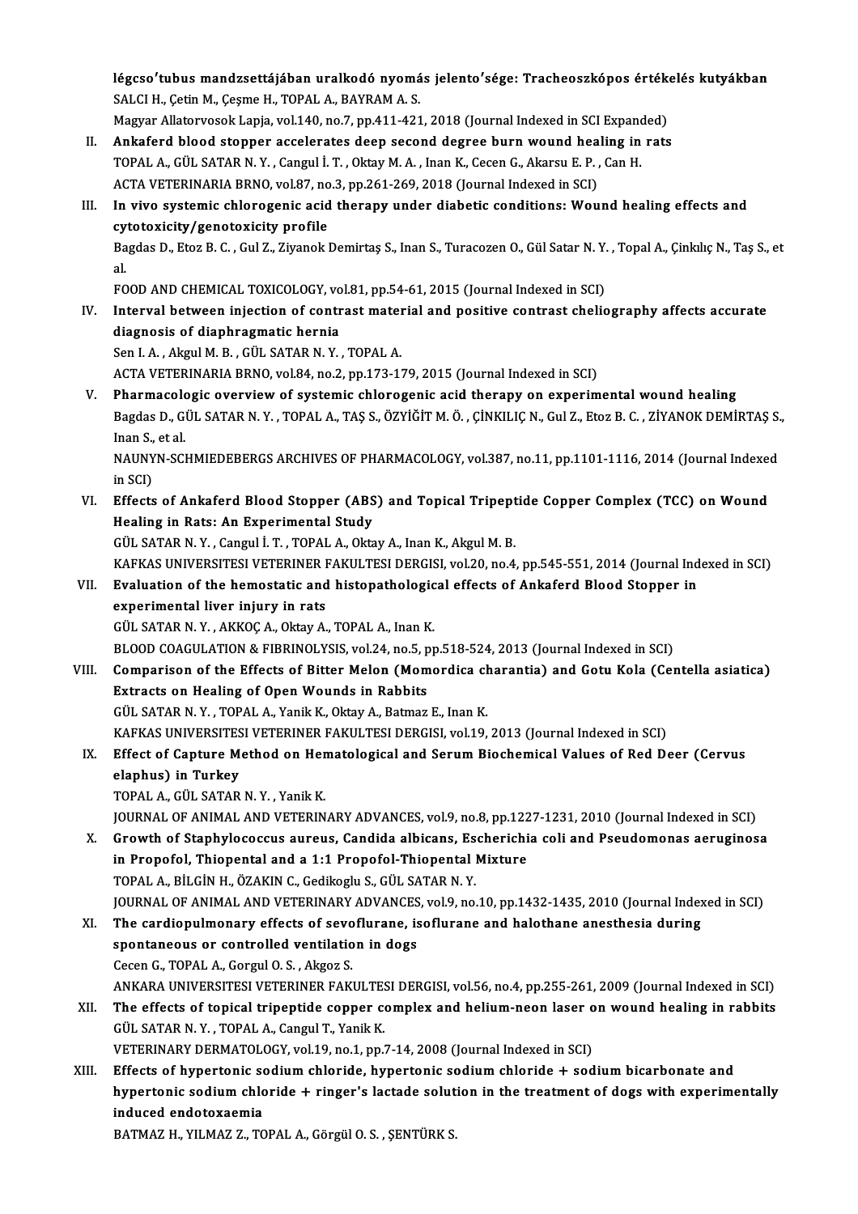légcsoʹtubus mandzsettájában uralkodó nyomás jelentoʹsége: Tracheoszkópos értékelés kutyákban
SALCI H., Çetin M., Çeşme H., TOPAL A., BAYRAM A. S.
Magyar Allatorvosok Lapja, vol.140, no.7, pp.411-421, 2018 (Journal Indexed in SCI Expanded)

II. **Ankaferd blood stopper accelerates deep second degree burn wound healing in rats**
TOPAL A., GÜL SATAR N. Y. , Cangul İ. T. , Oktay M. A. , Inan K., Cecen G., Akarsu E. P. , Can H.
ACTA VETERINARIA BRNO, vol.87, no.3, pp.261-269, 2018 (Journal Indexed in SCI)

III. **In vivo systemic chlorogenic acid therapy under diabetic conditions: Wound healing effects and cytotoxicity/genotoxicity profile**
Bagdas D., Etoz B. C. , Gul Z., Ziyanok Demirtaş S., Inan S., Turacozen O., Gül Satar N. Y. , Topal A., Çinkılıç N., Taş S., et al.
FOOD AND CHEMICAL TOXICOLOGY, vol.81, pp.54-61, 2015 (Journal Indexed in SCI)

IV. **Interval between injection of contrast material and positive contrast cheliography affects accurate diagnosis of diaphragmatic hernia**
Sen I. A. , Akgul M. B. , GÜL SATAR N. Y. , TOPAL A.
ACTA VETERINARIA BRNO, vol.84, no.2, pp.173-179, 2015 (Journal Indexed in SCI)

V. **Pharmacologic overview of systemic chlorogenic acid therapy on experimental wound healing**
Bagdas D., GÜL SATAR N. Y. , TOPAL A., TAŞ S., ÖZYİĞİT M. Ö. , ÇİNKILIÇ N., Gul Z., Etoz B. C. , ZİYANOK DEMİRTAŞ S., Inan S., et al.
NAUNYN-SCHMIEDEBERGS ARCHIVES OF PHARMACOLOGY, vol.387, no.11, pp.1101-1116, 2014 (Journal Indexed in SCI)

VI. **Effects of Ankaferd Blood Stopper (ABS) and Topical Tripeptide Copper Complex (TCC) on Wound Healing in Rats: An Experimental Study**
GÜL SATAR N. Y. , Cangul İ. T. , TOPAL A., Oktay A., Inan K., Akgul M. B.
KAFKAS UNIVERSITESI VETERINER FAKULTESI DERGISI, vol.20, no.4, pp.545-551, 2014 (Journal Indexed in SCI)

VII. **Evaluation of the hemostatic and histopathological effects of Ankaferd Blood Stopper in experimental liver injury in rats**
GÜL SATAR N. Y. , AKKOÇ A., Oktay A., TOPAL A., Inan K.
BLOOD COAGULATION & FIBRINOLYSIS, vol.24, no.5, pp.518-524, 2013 (Journal Indexed in SCI)

VIII. **Comparison of the Effects of Bitter Melon (Momordica charantia) and Gotu Kola (Centella asiatica) Extracts on Healing of Open Wounds in Rabbits**
GÜL SATAR N. Y. , TOPAL A., Yanik K., Oktay A., Batmaz E., Inan K.
KAFKAS UNIVERSITESI VETERINER FAKULTESI DERGISI, vol.19, 2013 (Journal Indexed in SCI)

IX. **Effect of Capture Method on Hematological and Serum Biochemical Values of Red Deer (Cervus elaphus) in Turkey**
TOPAL A., GÜL SATAR N. Y. , Yanik K.
JOURNAL OF ANIMAL AND VETERINARY ADVANCES, vol.9, no.8, pp.1227-1231, 2010 (Journal Indexed in SCI)

X. **Growth of Staphylococcus aureus, Candida albicans, Escherichia coli and Pseudomonas aeruginosa in Propofol, Thiopental and a 1:1 Propofol-Thiopental Mixture**
TOPAL A., BİLGİN H., ÖZAKIN C., Gedikoglu S., GÜL SATAR N. Y.
JOURNAL OF ANIMAL AND VETERINARY ADVANCES, vol.9, no.10, pp.1432-1435, 2010 (Journal Indexed in SCI)

XI. **The cardiopulmonary effects of sevoflurane, isoflurane and halothane anesthesia during spontaneous or controlled ventilation in dogs**
Cecen G., TOPAL A., Gorgul O. S. , Akgoz S.
ANKARA UNIVERSITESI VETERINER FAKULTESI DERGISI, vol.56, no.4, pp.255-261, 2009 (Journal Indexed in SCI)

XII. **The effects of topical tripeptide copper complex and helium-neon laser on wound healing in rabbits**
GÜL SATAR N. Y. , TOPAL A., Cangul T., Yanik K.
VETERINARY DERMATOLOGY, vol.19, no.1, pp.7-14, 2008 (Journal Indexed in SCI)

XIII. **Effects of hypertonic sodium chloride, hypertonic sodium chloride + sodium bicarbonate and hypertonic sodium chloride + ringer's lactade solution in the treatment of dogs with experimentally induced endotoxaemia**
BATMAZ H., YILMAZ Z., TOPAL A., Görgül O. S. , ŞENTÜRK S.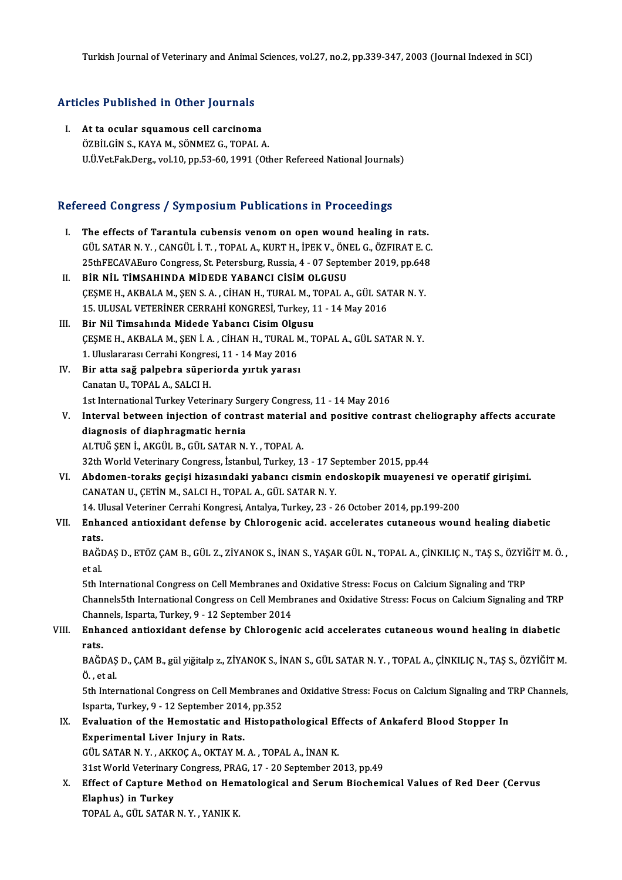Turkish Journal of Veterinary and Animal Sciences, vol.27, no.2, pp.339-347, 2003 (Journal Indexed in SCI)

## Articles Published in Other Journals

I. **At ta ocular squamous cell carcinoma**
   ÖZBİLGİN S., KAYA M., SÖNMEZ G., TOPAL A.
   U.Ü.Vet.Fak.Derg., vol.10, pp.53-60, 1991 (Other Refereed National Journals)

## Refereed Congress / Symposium Publications in Proceedings

I. **The effects of Tarantula cubensis venom on open wound healing in rats.**
   GÜL SATAR N. Y. , CANGÜL İ. T. , TOPAL A., KURT H., İPEK V., ÖNEL G., ÖZFIRAT E. C.
   25thFECAVAEuro Congress, St. Petersburg, Russia, 4 - 07 September 2019, pp.648

II. **BİR NİL TİMSAHINDA MİDEDE YABANCI CİSİM OLGUSU**
   ÇEŞME H., AKBALA M., ŞEN S. A. , CİHAN H., TURAL M., TOPAL A., GÜL SATAR N. Y.
   15. ULUSAL VETERİNER CERRAHİ KONGRESİ, Turkey, 11 - 14 May 2016

III. **Bir Nil Timsahında Midede Yabancı Cisim Olgusu**
   ÇEŞME H., AKBALA M., ŞEN İ. A. , CİHAN H., TURAL M., TOPAL A., GÜL SATAR N. Y.
   1. Uluslararası Cerrahi Kongresi, 11 - 14 May 2016

IV. **Bir atta sağ palpebra süperiorda yırtık yarası**
   Canatan U., TOPAL A., SALCI H.
   1st International Turkey Veterinary Surgery Congress, 11 - 14 May 2016

V. **Interval between injection of contrast material and positive contrast cheliography affects accurate diagnosis of diaphragmatic hernia**
   ALTUĞ ŞEN İ., AKGÜL B., GÜL SATAR N. Y. , TOPAL A.
   32th World Veterinary Congress, İstanbul, Turkey, 13 - 17 September 2015, pp.44

VI. **Abdomen-toraks geçişi hizasındaki yabancı cismin endoskopik muayenesi ve operatif girişimi.**
   CANATAN U., ÇETİN M., SALCI H., TOPAL A., GÜL SATAR N. Y.
   14. Ulusal Veteriner Cerrahi Kongresi, Antalya, Turkey, 23 - 26 October 2014, pp.199-200

VII. **Enhanced antioxidant defense by Chlorogenic acid. accelerates cutaneous wound healing diabetic rats.**
   BAĞDAŞ D., ETÖZ ÇAM B., GÜL Z., ZİYANOK S., İNAN S., YAŞAR GÜL N., TOPAL A., ÇİNKILIÇ N., TAŞ S., ÖZYİĞİT M. Ö. , et al.
   5th International Congress on Cell Membranes and Oxidative Stress: Focus on Calcium Signaling and TRP Channels5th International Congress on Cell Membranes and Oxidative Stress: Focus on Calcium Signaling and TRP Channels, Isparta, Turkey, 9 - 12 September 2014

VIII. **Enhanced antioxidant defense by Chlorogenic acid accelerates cutaneous wound healing in diabetic rats.**
   BAĞDAŞ D., ÇAM B., gül yiğitalp z., ZİYANOK S., İNAN S., GÜL SATAR N. Y. , TOPAL A., ÇİNKILIÇ N., TAŞ S., ÖZYİĞİT M. Ö. , et al.
   5th International Congress on Cell Membranes and Oxidative Stress: Focus on Calcium Signaling and TRP Channels, Isparta, Turkey, 9 - 12 September 2014, pp.352

IX. **Evaluation of the Hemostatic and Histopathological Effects of Ankaferd Blood Stopper In Experimental Liver Injury in Rats.**
   GÜL SATAR N. Y. , AKKOÇ A., OKTAY M. A. , TOPAL A., İNAN K.
   31st World Veterinary Congress, PRAG, 17 - 20 September 2013, pp.49

X. **Effect of Capture Method on Hematological and Serum Biochemical Values of Red Deer (Cervus Elaphus) in Turkey**
   TOPAL A., GÜL SATAR N. Y. , YANIK K.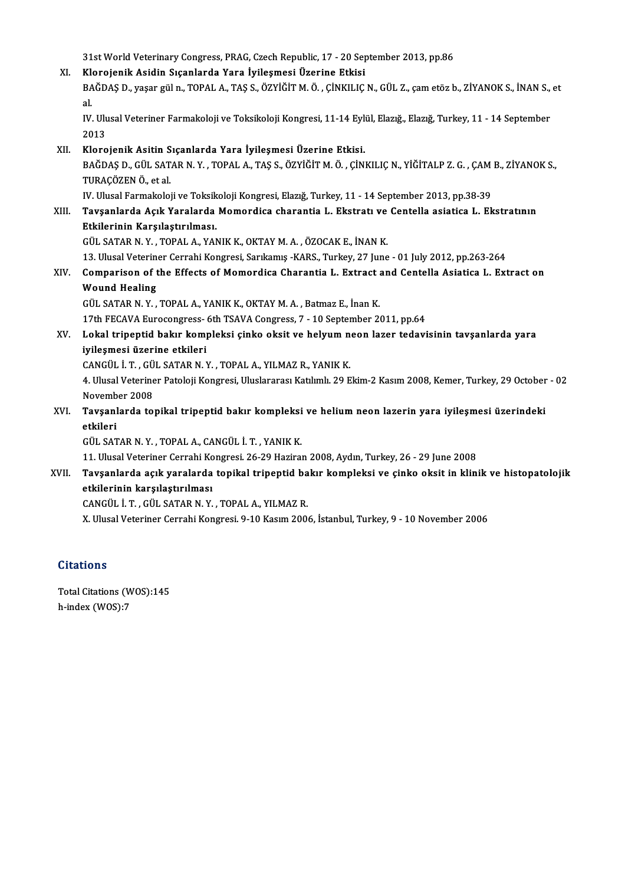31st World Veterinary Congress, PRAG, Czech Republic, 17 - 20 September 2013, pp.86

XI. **Klorojenik Asidin Sıçanlarda Yara İyileşmesi Üzerine Etkisi**
BAĞDAŞ D., yaşar gül n., TOPAL A., TAŞ S., ÖZYİĞİT M. Ö. , ÇİNKILIÇ N., GÜL Z., çam etöz b., ZİYANOK S., İNAN S., et al.
IV. Ulusal Veteriner Farmakoloji ve Toksikoloji Kongresi, 11-14 Eylül, Elazığ., Elazığ, Turkey, 11 - 14 September 2013

XII. **Klorojenik Asitin Sıçanlarda Yara İyileşmesi Üzerine Etkisi.**
BAĞDAŞ D., GÜL SATAR N. Y. , TOPAL A., TAŞ S., ÖZYİĞİT M. Ö. , ÇİNKILIÇ N., YİĞİTALP Z. G. , ÇAM B., ZİYANOK S., TURAÇÖZEN Ö., et al.
IV. Ulusal Farmakoloji ve Toksikoloji Kongresi, Elazığ, Turkey, 11 - 14 September 2013, pp.38-39

XIII. **Tavşanlarda Açık Yaralarda Momordica charantia L. Ekstratı ve Centella asiatica L. Ekstratının Etkilerinin Karşılaştırılması.**
GÜL SATAR N. Y. , TOPAL A., YANIK K., OKTAY M. A. , ÖZOCAK E., İNAN K.
13. Ulusal Veteriner Cerrahi Kongresi, Sarıkamış -KARS., Turkey, 27 June - 01 July 2012, pp.263-264

XIV. **Comparison of the Effects of Momordica Charantia L. Extract and Centella Asiatica L. Extract on Wound Healing**
GÜL SATAR N. Y. , TOPAL A., YANIK K., OKTAY M. A. , Batmaz E., İnan K.
17th FECAVA Eurocongress- 6th TSAVA Congress, 7 - 10 September 2011, pp.64

XV. **Lokal tripeptid bakır kompleksi çinko oksit ve helyum neon lazer tedavisinin tavşanlarda yara iyileşmesi üzerine etkileri**
CANGÜL İ. T. , GÜL SATAR N. Y. , TOPAL A., YILMAZ R., YANIK K.
4. Ulusal Veteriner Patoloji Kongresi, Uluslararası Katılımlı. 29 Ekim-2 Kasım 2008, Kemer, Turkey, 29 October - 02 November 2008

XVI. **Tavşanlarda topikal tripeptid bakır kompleksi ve helium neon lazerin yara iyileşmesi üzerindeki etkileri**
GÜL SATAR N. Y. , TOPAL A., CANGÜL İ. T. , YANIK K.
11. Ulusal Veteriner Cerrahi Kongresi. 26-29 Haziran 2008, Aydın, Turkey, 26 - 29 June 2008

XVII. **Tavşanlarda açık yaralarda topikal tripeptid bakır kompleksi ve çinko oksit in klinik ve histopatolojik etkilerinin karşılaştırılması**
CANGÜL İ. T. , GÜL SATAR N. Y. , TOPAL A., YILMAZ R.
X. Ulusal Veteriner Cerrahi Kongresi. 9-10 Kasım 2006, İstanbul, Turkey, 9 - 10 November 2006

## Citations

Total Citations (WOS):145
h-index (WOS):7